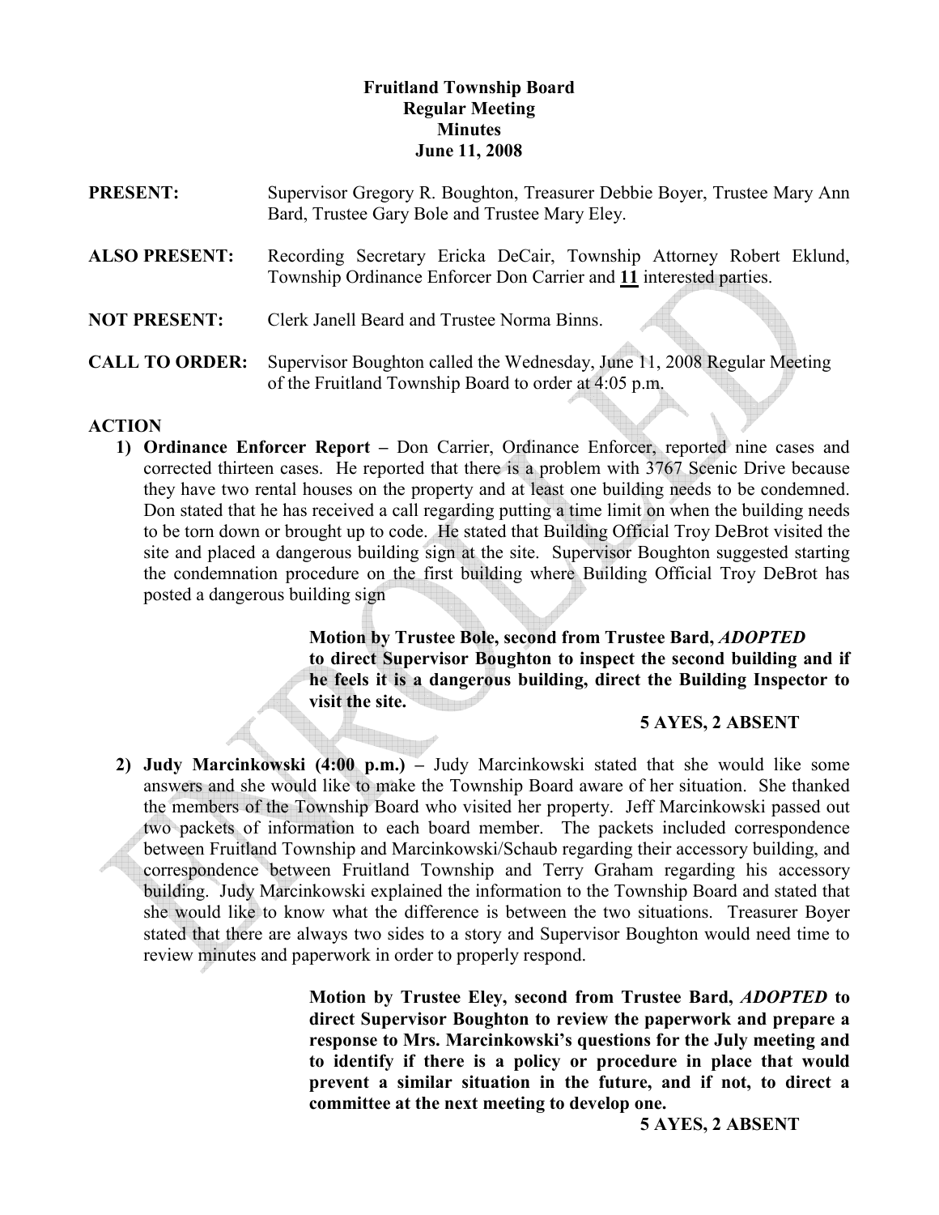**Fruitland Township Board**
**Regular Meeting**
**Minutes**
**June 11, 2008**

**PRESENT:** Supervisor Gregory R. Boughton, Treasurer Debbie Boyer, Trustee Mary Ann Bard, Trustee Gary Bole and Trustee Mary Eley.

**ALSO PRESENT:** Recording Secretary Ericka DeCair, Township Attorney Robert Eklund, Township Ordinance Enforcer Don Carrier and **11** interested parties.

**NOT PRESENT:** Clerk Janell Beard and Trustee Norma Binns.

**CALL TO ORDER:** Supervisor Boughton called the Wednesday, June 11, 2008 Regular Meeting of the Fruitland Township Board to order at 4:05 p.m.

**ACTION**

1) **Ordinance Enforcer Report –** Don Carrier, Ordinance Enforcer, reported nine cases and corrected thirteen cases. He reported that there is a problem with 3767 Scenic Drive because they have two rental houses on the property and at least one building needs to be condemned. Don stated that he has received a call regarding putting a time limit on when the building needs to be torn down or brought up to code. He stated that Building Official Troy DeBrot visited the site and placed a dangerous building sign at the site. Supervisor Boughton suggested starting the condemnation procedure on the first building where Building Official Troy DeBrot has posted a dangerous building sign

   **Motion by Trustee Bole, second from Trustee Bard, *ADOPTED* to direct Supervisor Boughton to inspect the second building and if he feels it is a dangerous building, direct the Building Inspector to visit the site.**

   **5 AYES, 2 ABSENT**

2) **Judy Marcinkowski (4:00 p.m.) –** Judy Marcinkowski stated that she would like some answers and she would like to make the Township Board aware of her situation. She thanked the members of the Township Board who visited her property. Jeff Marcinkowski passed out two packets of information to each board member. The packets included correspondence between Fruitland Township and Marcinkowski/Schaub regarding their accessory building, and correspondence between Fruitland Township and Terry Graham regarding his accessory building. Judy Marcinkowski explained the information to the Township Board and stated that she would like to know what the difference is between the two situations. Treasurer Boyer stated that there are always two sides to a story and Supervisor Boughton would need time to review minutes and paperwork in order to properly respond.

   **Motion by Trustee Eley, second from Trustee Bard, *ADOPTED* to direct Supervisor Boughton to review the paperwork and prepare a response to Mrs. Marcinkowski's questions for the July meeting and to identify if there is a policy or procedure in place that would prevent a similar situation in the future, and if not, to direct a committee at the next meeting to develop one.**

   **5 AYES, 2 ABSENT**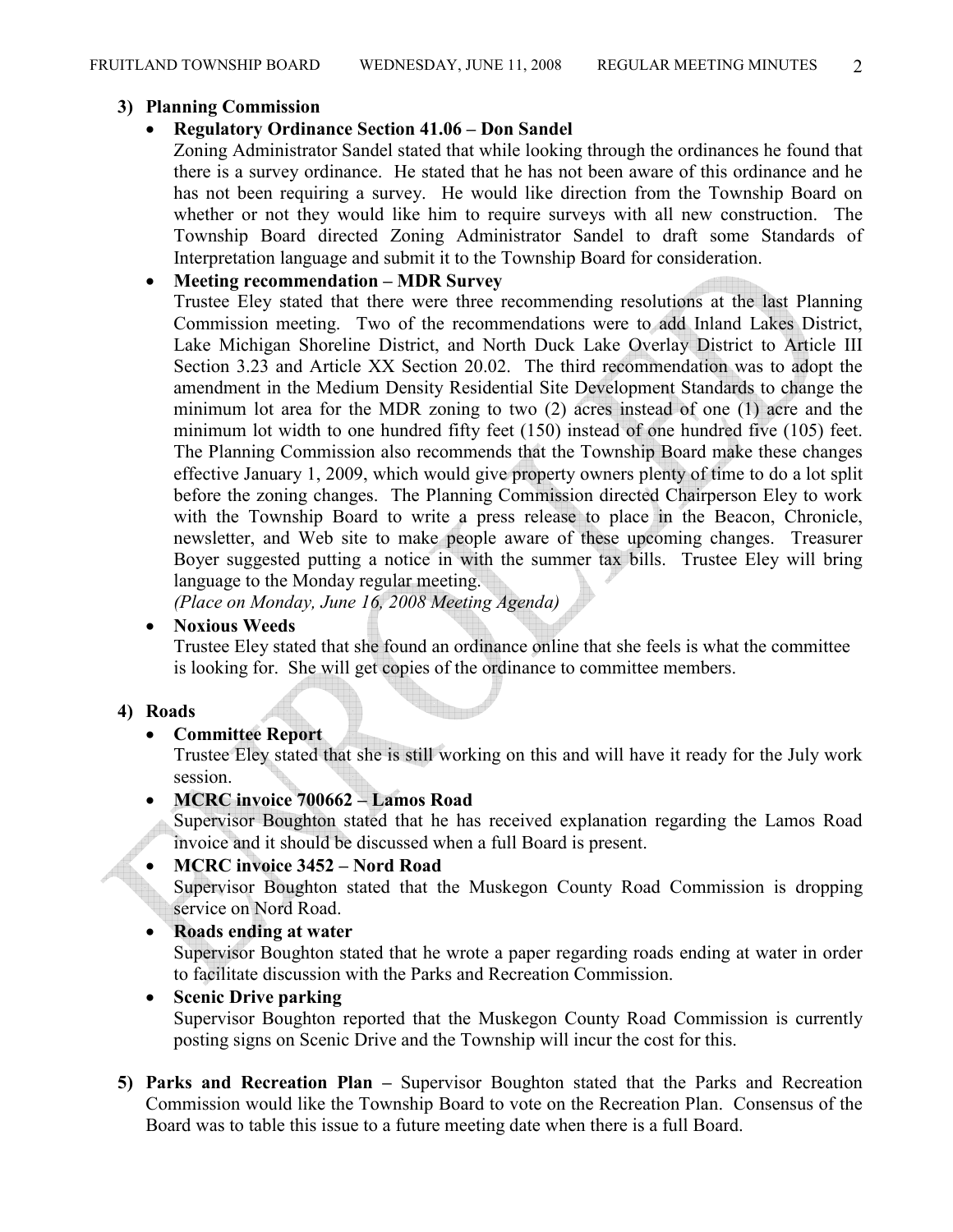**3) Planning Commission**

- **Regulatory Ordinance Section 41.06 – Don Sandel**

  Zoning Administrator Sandel stated that while looking through the ordinances he found that there is a survey ordinance. He stated that he has not been aware of this ordinance and he has not been requiring a survey. He would like direction from the Township Board on whether or not they would like him to require surveys with all new construction. The Township Board directed Zoning Administrator Sandel to draft some Standards of Interpretation language and submit it to the Township Board for consideration.

- **Meeting recommendation – MDR Survey**

  Trustee Eley stated that there were three recommending resolutions at the last Planning Commission meeting. Two of the recommendations were to add Inland Lakes District, Lake Michigan Shoreline District, and North Duck Lake Overlay District to Article III Section 3.23 and Article XX Section 20.02. The third recommendation was to adopt the amendment in the Medium Density Residential Site Development Standards to change the minimum lot area for the MDR zoning to two (2) acres instead of one (1) acre and the minimum lot width to one hundred fifty feet (150) instead of one hundred five (105) feet. The Planning Commission also recommends that the Township Board make these changes effective January 1, 2009, which would give property owners plenty of time to do a lot split before the zoning changes. The Planning Commission directed Chairperson Eley to work with the Township Board to write a press release to place in the Beacon, Chronicle, newsletter, and Web site to make people aware of these upcoming changes. Treasurer Boyer suggested putting a notice in with the summer tax bills. Trustee Eley will bring language to the Monday regular meeting.

  *(Place on Monday, June 16, 2008 Meeting Agenda)*

- **Noxious Weeds**

  Trustee Eley stated that she found an ordinance online that she feels is what the committee is looking for. She will get copies of the ordinance to committee members.

**4) Roads**

- **Committee Report**

  Trustee Eley stated that she is still working on this and will have it ready for the July work session.

- **MCRC invoice 700662 – Lamos Road**

  Supervisor Boughton stated that he has received explanation regarding the Lamos Road invoice and it should be discussed when a full Board is present.

- **MCRC invoice 3452 – Nord Road**

  Supervisor Boughton stated that the Muskegon County Road Commission is dropping service on Nord Road.

- **Roads ending at water**

  Supervisor Boughton stated that he wrote a paper regarding roads ending at water in order to facilitate discussion with the Parks and Recreation Commission.

- **Scenic Drive parking**

  Supervisor Boughton reported that the Muskegon County Road Commission is currently posting signs on Scenic Drive and the Township will incur the cost for this.

**5) Parks and Recreation Plan –** Supervisor Boughton stated that the Parks and Recreation Commission would like the Township Board to vote on the Recreation Plan. Consensus of the Board was to table this issue to a future meeting date when there is a full Board.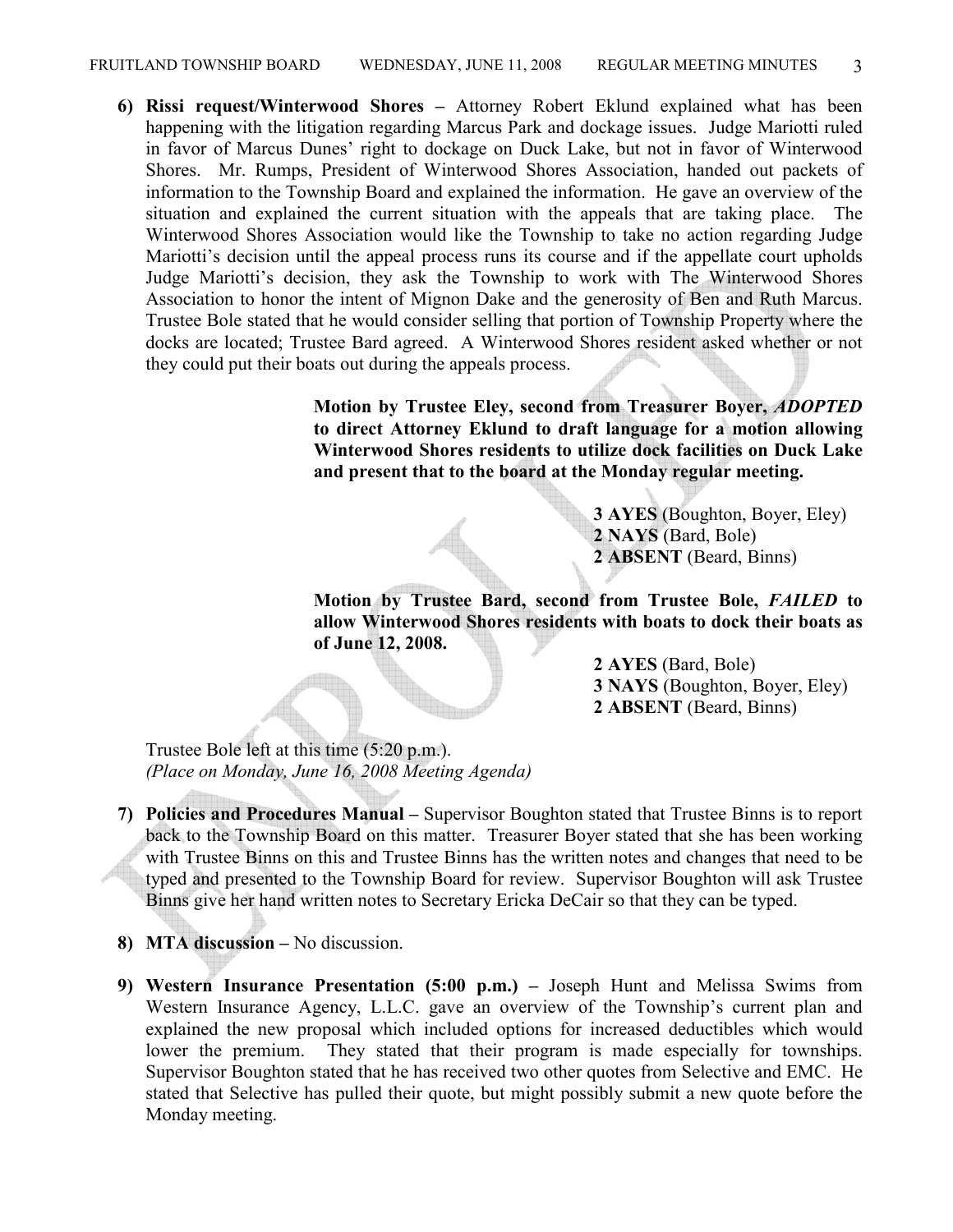6) **Rissi request/Winterwood Shores –** Attorney Robert Eklund explained what has been happening with the litigation regarding Marcus Park and dockage issues. Judge Mariotti ruled in favor of Marcus Dunes' right to dockage on Duck Lake, but not in favor of Winterwood Shores. Mr. Rumps, President of Winterwood Shores Association, handed out packets of information to the Township Board and explained the information. He gave an overview of the situation and explained the current situation with the appeals that are taking place. The Winterwood Shores Association would like the Township to take no action regarding Judge Mariotti's decision until the appeal process runs its course and if the appellate court upholds Judge Mariotti's decision, they ask the Township to work with The Winterwood Shores Association to honor the intent of Mignon Dake and the generosity of Ben and Ruth Marcus. Trustee Bole stated that he would consider selling that portion of Township Property where the docks are located; Trustee Bard agreed. A Winterwood Shores resident asked whether or not they could put their boats out during the appeals process.

   **Motion by Trustee Eley, second from Treasurer Boyer, *ADOPTED* to direct Attorney Eklund to draft language for a motion allowing Winterwood Shores residents to utilize dock facilities on Duck Lake and present that to the board at the Monday regular meeting.**

   **3 AYES** (Boughton, Boyer, Eley)
   **2 NAYS** (Bard, Bole)
   **2 ABSENT** (Beard, Binns)

   **Motion by Trustee Bard, second from Trustee Bole, *FAILED* to allow Winterwood Shores residents with boats to dock their boats as of June 12, 2008.**

   **2 AYES** (Bard, Bole)
   **3 NAYS** (Boughton, Boyer, Eley)
   **2 ABSENT** (Beard, Binns)

   Trustee Bole left at this time (5:20 p.m.).
   *(Place on Monday, June 16, 2008 Meeting Agenda)*

7) **Policies and Procedures Manual –** Supervisor Boughton stated that Trustee Binns is to report back to the Township Board on this matter. Treasurer Boyer stated that she has been working with Trustee Binns on this and Trustee Binns has the written notes and changes that need to be typed and presented to the Township Board for review. Supervisor Boughton will ask Trustee Binns give her hand written notes to Secretary Ericka DeCair so that they can be typed.

8) **MTA discussion –** No discussion.

9) **Western Insurance Presentation (5:00 p.m.) –** Joseph Hunt and Melissa Swims from Western Insurance Agency, L.L.C. gave an overview of the Township's current plan and explained the new proposal which included options for increased deductibles which would lower the premium. They stated that their program is made especially for townships. Supervisor Boughton stated that he has received two other quotes from Selective and EMC. He stated that Selective has pulled their quote, but might possibly submit a new quote before the Monday meeting.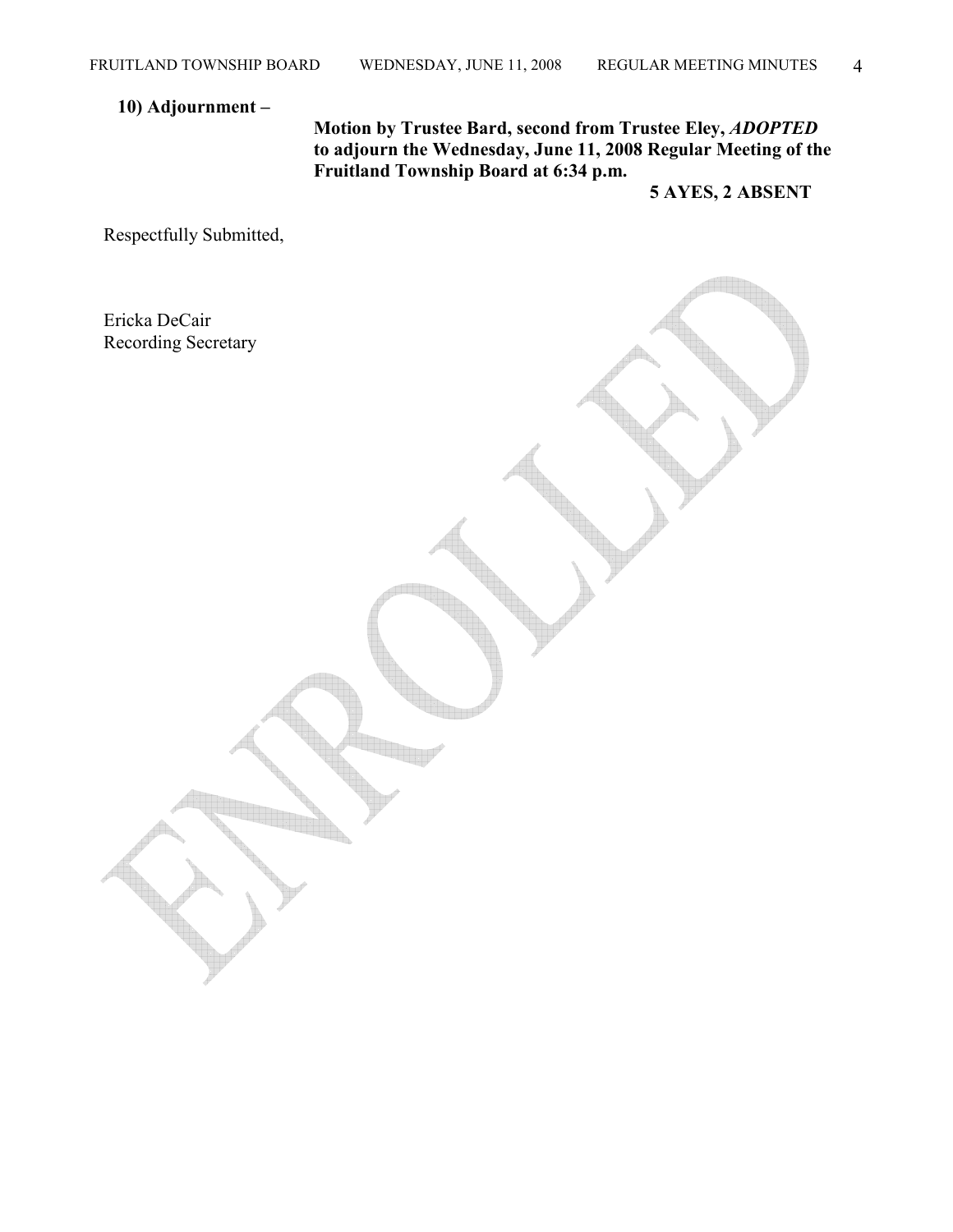**10) Adjournment –**

**Motion by Trustee Bard, second from Trustee Eley, *ADOPTED* to adjourn the Wednesday, June 11, 2008 Regular Meeting of the Fruitland Township Board at 6:34 p.m.**

**5 AYES, 2 ABSENT**

Respectfully Submitted,

Ericka DeCair
Recording Secretary